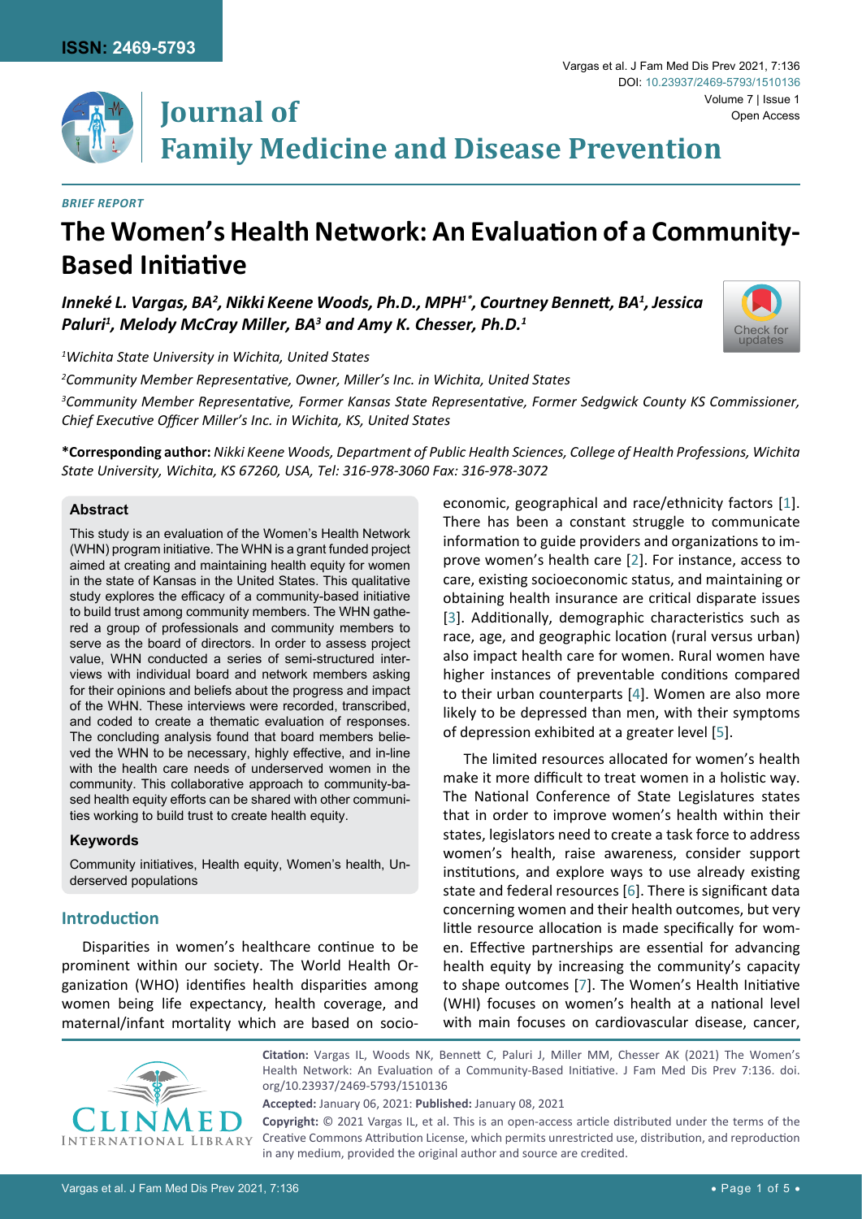**ISSN: 2469-5793**

# Journal of Family Medicine and Disease Prevention

*BRIEF REPORT*

# The Women's Health Network: An Evaluation of a Community-Based Initiative

***Inneké L. Vargas, BA[2], Nikki Keene Woods, Ph.D., MPH[1*], Courtney Bennett, BA[1], Jessica Paluri[1], Melody McCray Miller, BA[3] and Amy K. Chesser, Ph.D.[1]***

*[1]Wichita State University in Wichita, United States*

*[2]Community Member Representative, Owner, Miller's Inc. in Wichita, United States*

*[3]Community Member Representative, Former Kansas State Representative, Former Sedgwick County KS Commissioner, Chief Executive Officer Miller's Inc. in Wichita, KS, United States*

**\*Corresponding author:** *Nikki Keene Woods, Department of Public Health Sciences, College of Health Professions, Wichita State University, Wichita, KS 67260, USA, Tel: 316-978-3060 Fax: 316-978-3072*

### Abstract

This study is an evaluation of the Women's Health Network (WHN) program initiative. The WHN is a grant funded project aimed at creating and maintaining health equity for women in the state of Kansas in the United States. This qualitative study explores the efficacy of a community-based initiative to build trust among community members. The WHN gathered a group of professionals and community members to serve as the board of directors. In order to assess project value, WHN conducted a series of semi-structured interviews with individual board and network members asking for their opinions and beliefs about the progress and impact of the WHN. These interviews were recorded, transcribed, and coded to create a thematic evaluation of responses. The concluding analysis found that board members believed the WHN to be necessary, highly effective, and in-line with the health care needs of underserved women in the community. This collaborative approach to community-based health equity efforts can be shared with other communities working to build trust to create health equity.

### Keywords

Community initiatives, Health equity, Women's health, Underserved populations

## Introduction

Disparities in women's healthcare continue to be prominent within our society. The World Health Organization (WHO) identifies health disparities among women being life expectancy, health coverage, and maternal/infant mortality which are based on socio-economic, geographical and race/ethnicity factors [1]. There has been a constant struggle to communicate information to guide providers and organizations to improve women's health care [2]. For instance, access to care, existing socioeconomic status, and maintaining or obtaining health insurance are critical disparate issues [3]. Additionally, demographic characteristics such as race, age, and geographic location (rural versus urban) also impact health care for women. Rural women have higher instances of preventable conditions compared to their urban counterparts [4]. Women are also more likely to be depressed than men, with their symptoms of depression exhibited at a greater level [5].

The limited resources allocated for women's health make it more difficult to treat women in a holistic way. The National Conference of State Legislatures states that in order to improve women's health within their states, legislators need to create a task force to address women's health, raise awareness, consider support institutions, and explore ways to use already existing state and federal resources [6]. There is significant data concerning women and their health outcomes, but very little resource allocation is made specifically for women. Effective partnerships are essential for advancing health equity by increasing the community's capacity to shape outcomes [7]. The Women's Health Initiative (WHI) focuses on women's health at a national level with main focuses on cardiovascular disease, cancer,

**Citation:** Vargas IL, Woods NK, Bennett C, Paluri J, Miller MM, Chesser AK (2021) The Women's Health Network: An Evaluation of a Community-Based Initiative. J Fam Med Dis Prev 7:136. doi.org/10.23937/2469-5793/1510136

**Accepted:** January 06, 2021: **Published:** January 08, 2021

**Copyright:** © 2021 Vargas IL, et al. This is an open-access article distributed under the terms of the Creative Commons Attribution License, which permits unrestricted use, distribution, and reproduction in any medium, provided the original author and source are credited.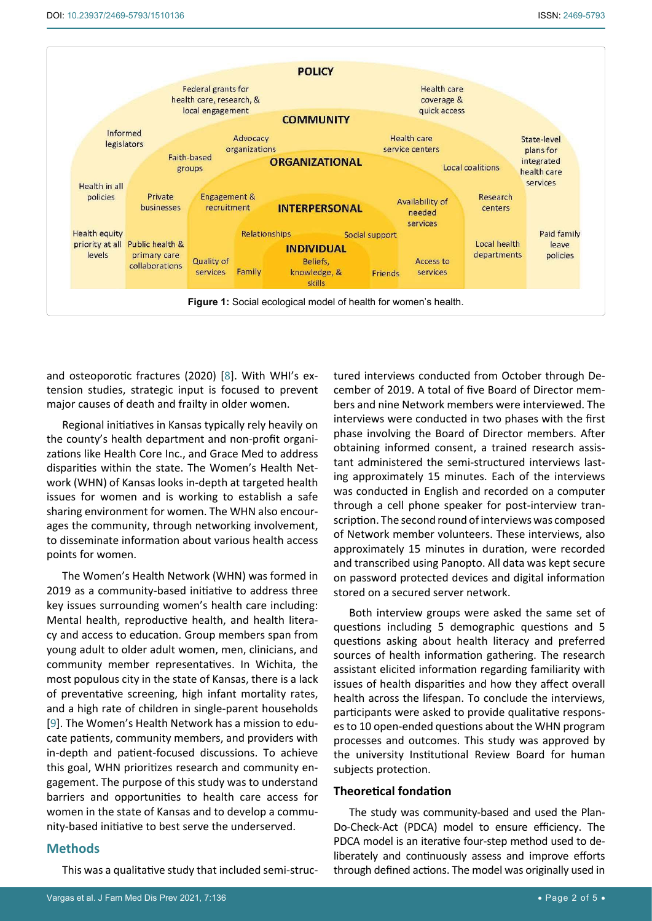**Figure 1:** Social ecological model of health for women's health.

and osteoporotic fractures (2020) [8]. With WHI's extension studies, strategic input is focused to prevent major causes of death and frailty in older women.

Regional initiatives in Kansas typically rely heavily on the county's health department and non-profit organizations like Health Core Inc., and Grace Med to address disparities within the state. The Women's Health Network (WHN) of Kansas looks in-depth at targeted health issues for women and is working to establish a safe sharing environment for women. The WHN also encourages the community, through networking involvement, to disseminate information about various health access points for women.

The Women's Health Network (WHN) was formed in 2019 as a community-based initiative to address three key issues surrounding women's health care including: Mental health, reproductive health, and health literacy and access to education. Group members span from young adult to older adult women, men, clinicians, and community member representatives. In Wichita, the most populous city in the state of Kansas, there is a lack of preventative screening, high infant mortality rates, and a high rate of children in single-parent households [9]. The Women's Health Network has a mission to educate patients, community members, and providers with in-depth and patient-focused discussions. To achieve this goal, WHN prioritizes research and community engagement. The purpose of this study was to understand barriers and opportunities to health care access for women in the state of Kansas and to develop a community-based initiative to best serve the underserved.

## Methods

This was a qualitative study that included semi-structured interviews conducted from October through December of 2019. A total of five Board of Director members and nine Network members were interviewed. The interviews were conducted in two phases with the first phase involving the Board of Director members. After obtaining informed consent, a trained research assistant administered the semi-structured interviews lasting approximately 15 minutes. Each of the interviews was conducted in English and recorded on a computer through a cell phone speaker for post-interview transcription. The second round of interviews was composed of Network member volunteers. These interviews, also approximately 15 minutes in duration, were recorded and transcribed using Panopto. All data was kept secure on password protected devices and digital information stored on a secured server network.

Both interview groups were asked the same set of questions including 5 demographic questions and 5 questions asking about health literacy and preferred sources of health information gathering. The research assistant elicited information regarding familiarity with issues of health disparities and how they affect overall health across the lifespan. To conclude the interviews, participants were asked to provide qualitative responses to 10 open-ended questions about the WHN program processes and outcomes. This study was approved by the university Institutional Review Board for human subjects protection.

### Theoretical fondation

The study was community-based and used the Plan-Do-Check-Act (PDCA) model to ensure efficiency. The PDCA model is an iterative four-step method used to deliberately and continuously assess and improve efforts through defined actions. The model was originally used in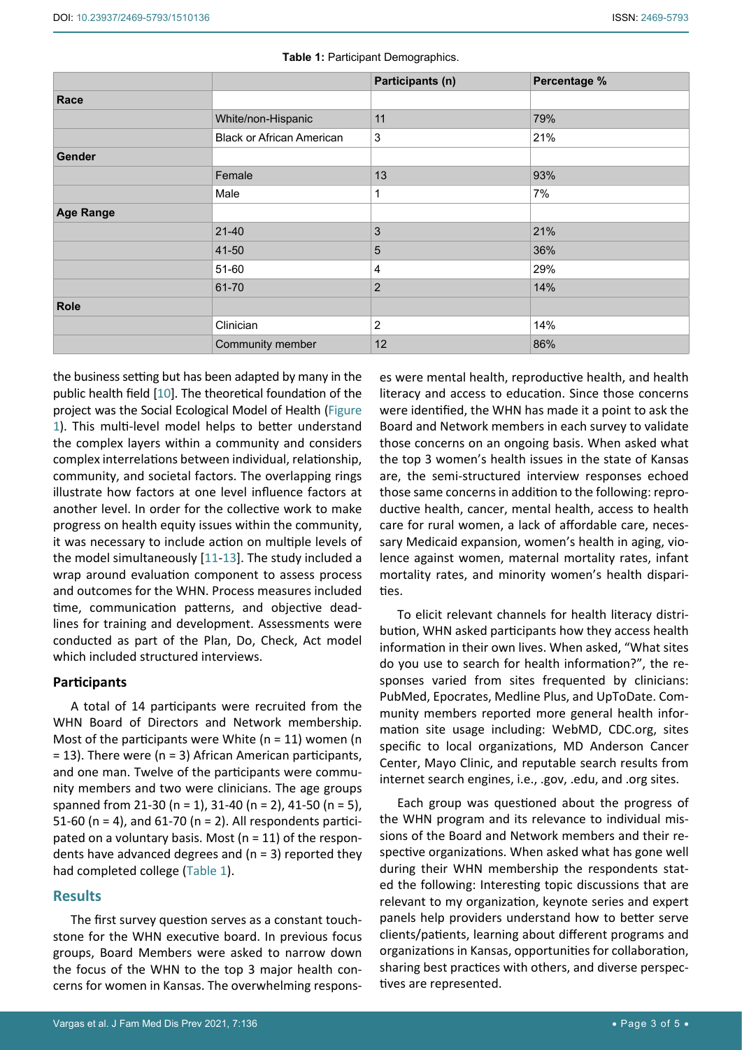**Table 1:** Participant Demographics.

| | | Participants (n) | Percentage % |
|---|---|---|---|
| **Race** | | | |
| | White/non-Hispanic | 11 | 79% |
| | Black or African American | 3 | 21% |
| **Gender** | | | |
| | Female | 13 | 93% |
| | Male | 1 | 7% |
| **Age Range** | | | |
| | 21-40 | 3 | 21% |
| | 41-50 | 5 | 36% |
| | 51-60 | 4 | 29% |
| | 61-70 | 2 | 14% |
| **Role** | | | |
| | Clinician | 2 | 14% |
| | Community member | 12 | 86% |

the business setting but has been adapted by many in the public health field [10]. The theoretical foundation of the project was the Social Ecological Model of Health (Figure 1). This multi-level model helps to better understand the complex layers within a community and considers complex interrelations between individual, relationship, community, and societal factors. The overlapping rings illustrate how factors at one level influence factors at another level. In order for the collective work to make progress on health equity issues within the community, it was necessary to include action on multiple levels of the model simultaneously [11-13]. The study included a wrap around evaluation component to assess process and outcomes for the WHN. Process measures included time, communication patterns, and objective deadlines for training and development. Assessments were conducted as part of the Plan, Do, Check, Act model which included structured interviews.

### Participants

A total of 14 participants were recruited from the WHN Board of Directors and Network membership. Most of the participants were White (n = 11) women (n = 13). There were (n = 3) African American participants, and one man. Twelve of the participants were community members and two were clinicians. The age groups spanned from 21-30 (n = 1), 31-40 (n = 2), 41-50 (n = 5), 51-60 (n = 4), and 61-70 (n = 2). All respondents participated on a voluntary basis. Most (n = 11) of the respondents have advanced degrees and (n = 3) reported they had completed college (Table 1).

## Results

The first survey question serves as a constant touchstone for the WHN executive board. In previous focus groups, Board Members were asked to narrow down the focus of the WHN to the top 3 major health concerns for women in Kansas. The overwhelming responses were mental health, reproductive health, and health literacy and access to education. Since those concerns were identified, the WHN has made it a point to ask the Board and Network members in each survey to validate those concerns on an ongoing basis. When asked what the top 3 women's health issues in the state of Kansas are, the semi-structured interview responses echoed those same concerns in addition to the following: reproductive health, cancer, mental health, access to health care for rural women, a lack of affordable care, necessary Medicaid expansion, women's health in aging, violence against women, maternal mortality rates, infant mortality rates, and minority women's health disparities.

To elicit relevant channels for health literacy distribution, WHN asked participants how they access health information in their own lives. When asked, "What sites do you use to search for health information?", the responses varied from sites frequented by clinicians: PubMed, Epocrates, Medline Plus, and UpToDate. Community members reported more general health information site usage including: WebMD, CDC.org, sites specific to local organizations, MD Anderson Cancer Center, Mayo Clinic, and reputable search results from internet search engines, i.e., .gov, .edu, and .org sites.

Each group was questioned about the progress of the WHN program and its relevance to individual missions of the Board and Network members and their respective organizations. When asked what has gone well during their WHN membership the respondents stated the following: Interesting topic discussions that are relevant to my organization, keynote series and expert panels help providers understand how to better serve clients/patients, learning about different programs and organizations in Kansas, opportunities for collaboration, sharing best practices with others, and diverse perspectives are represented.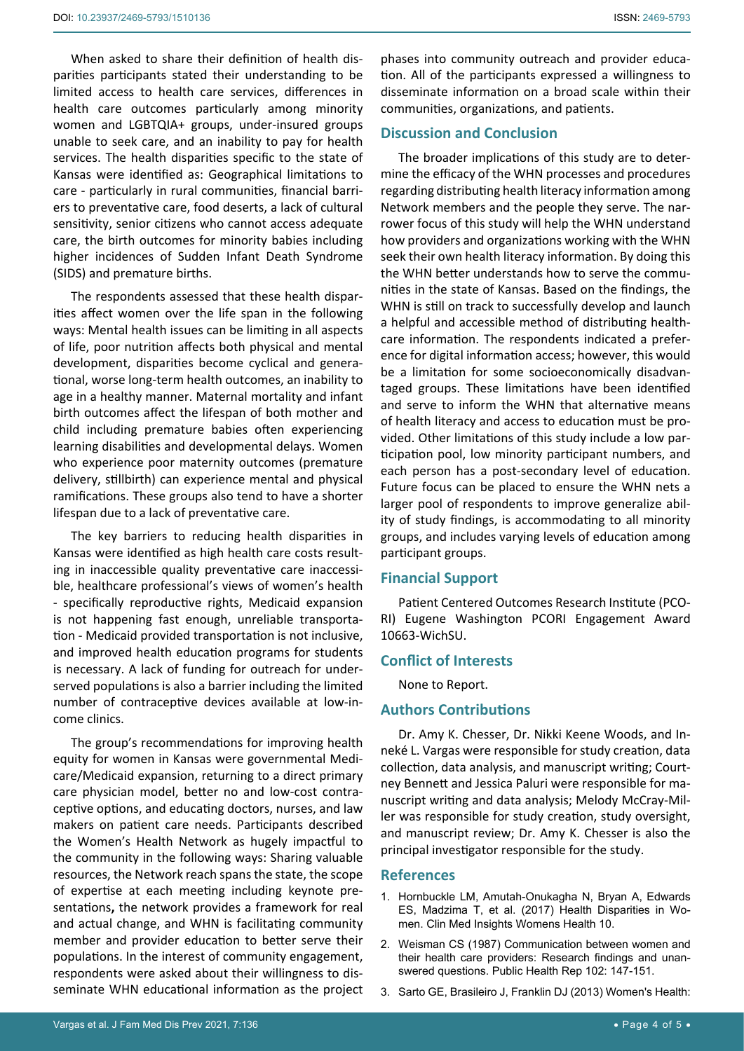When asked to share their definition of health disparities participants stated their understanding to be limited access to health care services, differences in health care outcomes particularly among minority women and LGBTQIA+ groups, under-insured groups unable to seek care, and an inability to pay for health services. The health disparities specific to the state of Kansas were identified as: Geographical limitations to care - particularly in rural communities, financial barriers to preventative care, food deserts, a lack of cultural sensitivity, senior citizens who cannot access adequate care, the birth outcomes for minority babies including higher incidences of Sudden Infant Death Syndrome (SIDS) and premature births.

The respondents assessed that these health disparities affect women over the life span in the following ways: Mental health issues can be limiting in all aspects of life, poor nutrition affects both physical and mental development, disparities become cyclical and generational, worse long-term health outcomes, an inability to age in a healthy manner. Maternal mortality and infant birth outcomes affect the lifespan of both mother and child including premature babies often experiencing learning disabilities and developmental delays. Women who experience poor maternity outcomes (premature delivery, stillbirth) can experience mental and physical ramifications. These groups also tend to have a shorter lifespan due to a lack of preventative care.

The key barriers to reducing health disparities in Kansas were identified as high health care costs resulting in inaccessible quality preventative care inaccessible, healthcare professional's views of women's health - specifically reproductive rights, Medicaid expansion is not happening fast enough, unreliable transportation - Medicaid provided transportation is not inclusive, and improved health education programs for students is necessary. A lack of funding for outreach for underserved populations is also a barrier including the limited number of contraceptive devices available at low-income clinics.

The group's recommendations for improving health equity for women in Kansas were governmental Medicare/Medicaid expansion, returning to a direct primary care physician model, better no and low-cost contraceptive options, and educating doctors, nurses, and law makers on patient care needs. Participants described the Women's Health Network as hugely impactful to the community in the following ways: Sharing valuable resources, the Network reach spans the state, the scope of expertise at each meeting including keynote presentations**,** the network provides a framework for real and actual change, and WHN is facilitating community member and provider education to better serve their populations. In the interest of community engagement, respondents were asked about their willingness to disseminate WHN educational information as the project phases into community outreach and provider education. All of the participants expressed a willingness to disseminate information on a broad scale within their communities, organizations, and patients.

## Discussion and Conclusion

The broader implications of this study are to determine the efficacy of the WHN processes and procedures regarding distributing health literacy information among Network members and the people they serve. The narrower focus of this study will help the WHN understand how providers and organizations working with the WHN seek their own health literacy information. By doing this the WHN better understands how to serve the communities in the state of Kansas. Based on the findings, the WHN is still on track to successfully develop and launch a helpful and accessible method of distributing healthcare information. The respondents indicated a preference for digital information access; however, this would be a limitation for some socioeconomically disadvantaged groups. These limitations have been identified and serve to inform the WHN that alternative means of health literacy and access to education must be provided. Other limitations of this study include a low participation pool, low minority participant numbers, and each person has a post-secondary level of education. Future focus can be placed to ensure the WHN nets a larger pool of respondents to improve generalize ability of study findings, is accommodating to all minority groups, and includes varying levels of education among participant groups.

## Financial Support

Patient Centered Outcomes Research Institute (PCORI) Eugene Washington PCORI Engagement Award 10663-WichSU.

## Conflict of Interests

None to Report.

## Authors Contributions

Dr. Amy K. Chesser, Dr. Nikki Keene Woods, and Innekè L. Vargas were responsible for study creation, data collection, data analysis, and manuscript writing; Courtney Bennett and Jessica Paluri were responsible for manuscript writing and data analysis; Melody McCray-Miller was responsible for study creation, study oversight, and manuscript review; Dr. Amy K. Chesser is also the principal investigator responsible for the study.

## References

1. Hornbuckle LM, Amutah-Onukagha N, Bryan A, Edwards ES, Madzima T, et al. (2017) Health Disparities in Women. Clin Med Insights Womens Health 10.
2. Weisman CS (1987) Communication between women and their health care providers: Research findings and unanswered questions. Public Health Rep 102: 147-151.
3. Sarto GE, Brasileiro J, Franklin DJ (2013) Women's Health: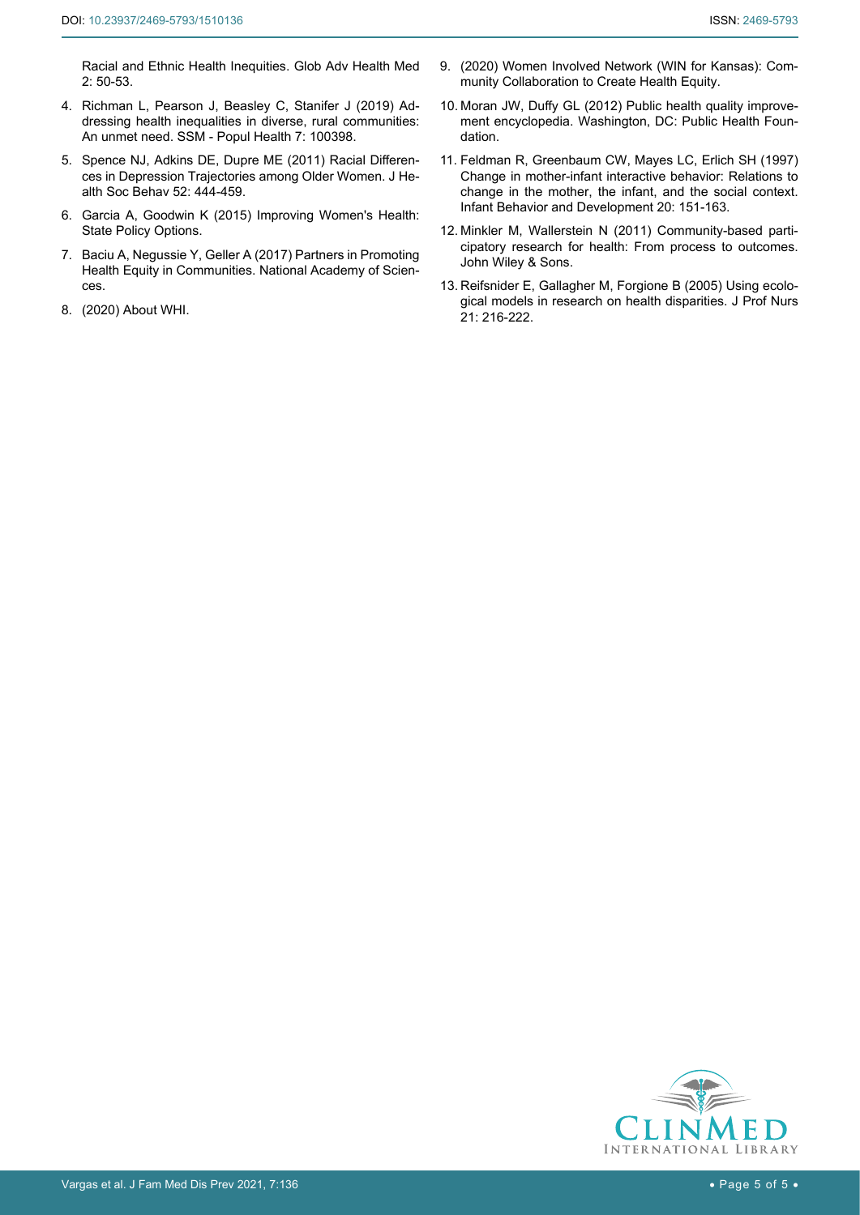Racial and Ethnic Health Inequities. Glob Adv Health Med 2: 50-53.

4. Richman L, Pearson J, Beasley C, Stanifer J (2019) Addressing health inequalities in diverse, rural communities: An unmet need. SSM - Popul Health 7: 100398.
5. Spence NJ, Adkins DE, Dupre ME (2011) Racial Differences in Depression Trajectories among Older Women. J Health Soc Behav 52: 444-459.
6. Garcia A, Goodwin K (2015) Improving Women's Health: State Policy Options.
7. Baciu A, Negussie Y, Geller A (2017) Partners in Promoting Health Equity in Communities. National Academy of Sciences.
8. (2020) About WHI.
9. (2020) Women Involved Network (WIN for Kansas): Community Collaboration to Create Health Equity.
10. Moran JW, Duffy GL (2012) Public health quality improvement encyclopedia. Washington, DC: Public Health Foundation.
11. Feldman R, Greenbaum CW, Mayes LC, Erlich SH (1997) Change in mother-infant interactive behavior: Relations to change in the mother, the infant, and the social context. Infant Behavior and Development 20: 151-163.
12. Minkler M, Wallerstein N (2011) Community-based participatory research for health: From process to outcomes. John Wiley & Sons.
13. Reifsnider E, Gallagher M, Forgione B (2005) Using ecological models in research on health disparities. J Prof Nurs 21: 216-222.